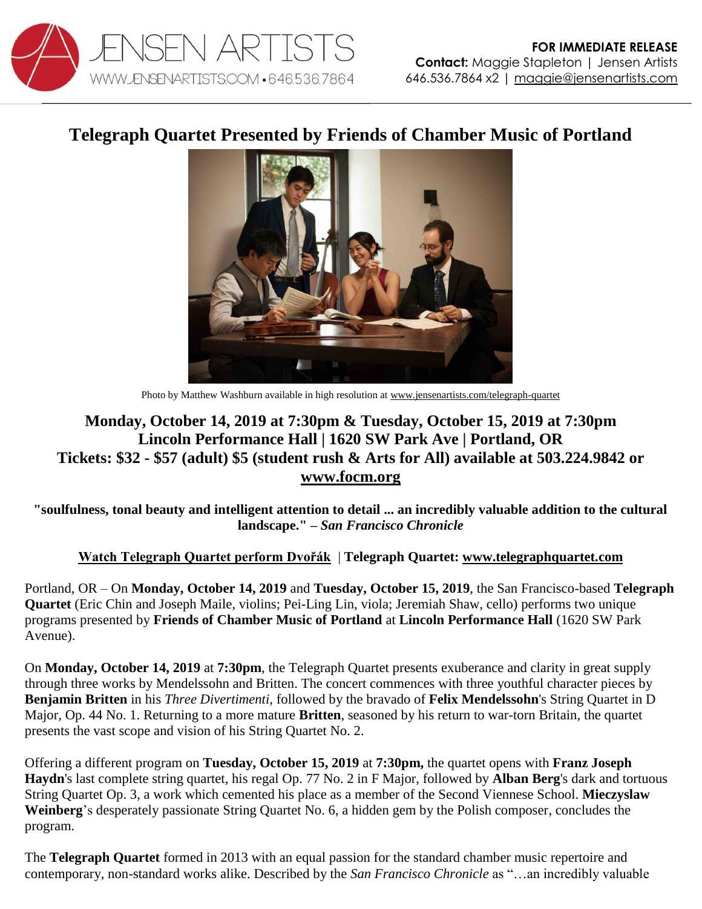JENSEN ARTISTS
WWW.JENSENARTISTS.COM • 646.536.7864

**FOR IMMEDIATE RELEASE**
**Contact:** Maggie Stapleton | Jensen Artists
646.536.7864 x2 | maggie@jensenartists.com

# Telegraph Quartet Presented by Friends of Chamber Music of Portland

Photo by Matthew Washburn available in high resolution at www.jensenartists.com/telegraph-quartet

## Monday, October 14, 2019 at 7:30pm & Tuesday, October 15, 2019 at 7:30pm
## Lincoln Performance Hall | 1620 SW Park Ave | Portland, OR
## Tickets: $32 - $57 (adult) $5 (student rush & Arts for All) available at 503.224.9842 or www.focm.org

**"soulfulness, tonal beauty and intelligent attention to detail ... an incredibly valuable addition to the cultural landscape." – *San Francisco Chronicle***

**Watch Telegraph Quartet perform Dvořák** | **Telegraph Quartet: www.telegraphquartet.com**

Portland, OR – On **Monday, October 14, 2019** and **Tuesday, October 15, 2019**, the San Francisco-based **Telegraph Quartet** (Eric Chin and Joseph Maile, violins; Pei-Ling Lin, viola; Jeremiah Shaw, cello) performs two unique programs presented by **Friends of Chamber Music of Portland** at **Lincoln Performance Hall** (1620 SW Park Avenue).

On **Monday, October 14, 2019** at **7:30pm**, the Telegraph Quartet presents exuberance and clarity in great supply through three works by Mendelssohn and Britten. The concert commences with three youthful character pieces by **Benjamin Britten** in his *Three Divertimenti*, followed by the bravado of **Felix Mendelssohn**'s String Quartet in D Major, Op. 44 No. 1. Returning to a more mature **Britten**, seasoned by his return to war-torn Britain, the quartet presents the vast scope and vision of his String Quartet No. 2.

Offering a different program on **Tuesday, October 15, 2019** at **7:30pm,** the quartet opens with **Franz Joseph Haydn**'s last complete string quartet, his regal Op. 77 No. 2 in F Major, followed by **Alban Berg**'s dark and tortuous String Quartet Op. 3, a work which cemented his place as a member of the Second Viennese School. **Mieczyslaw Weinberg**'s desperately passionate String Quartet No. 6, a hidden gem by the Polish composer, concludes the program.

The **Telegraph Quartet** formed in 2013 with an equal passion for the standard chamber music repertoire and contemporary, non-standard works alike. Described by the *San Francisco Chronicle* as "…an incredibly valuable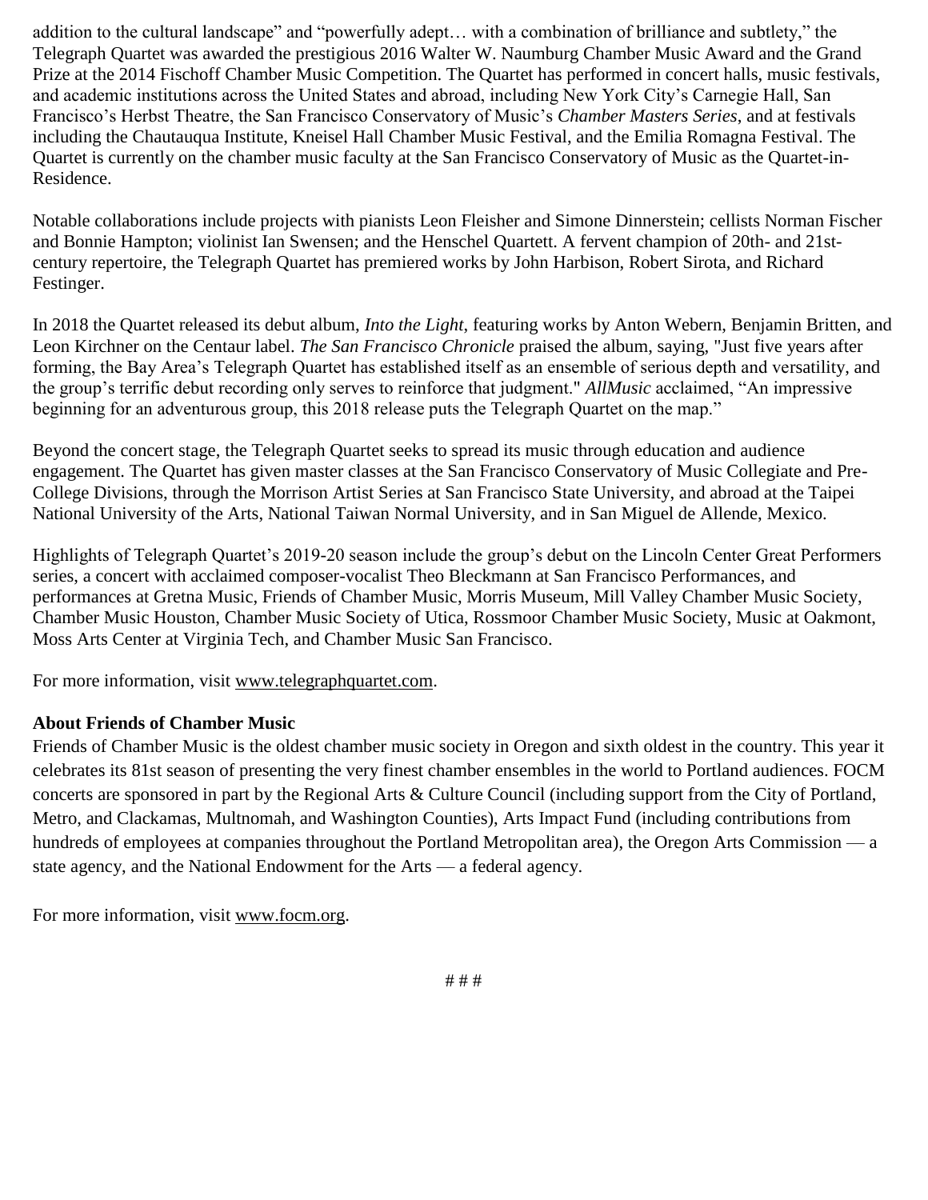addition to the cultural landscape" and "powerfully adept… with a combination of brilliance and subtlety," the Telegraph Quartet was awarded the prestigious 2016 Walter W. Naumburg Chamber Music Award and the Grand Prize at the 2014 Fischoff Chamber Music Competition. The Quartet has performed in concert halls, music festivals, and academic institutions across the United States and abroad, including New York City's Carnegie Hall, San Francisco's Herbst Theatre, the San Francisco Conservatory of Music's *Chamber Masters Series*, and at festivals including the Chautauqua Institute, Kneisel Hall Chamber Music Festival, and the Emilia Romagna Festival. The Quartet is currently on the chamber music faculty at the San Francisco Conservatory of Music as the Quartet-in-Residence.

Notable collaborations include projects with pianists Leon Fleisher and Simone Dinnerstein; cellists Norman Fischer and Bonnie Hampton; violinist Ian Swensen; and the Henschel Quartett. A fervent champion of 20th- and 21st-century repertoire, the Telegraph Quartet has premiered works by John Harbison, Robert Sirota, and Richard Festinger.

In 2018 the Quartet released its debut album, *Into the Light*, featuring works by Anton Webern, Benjamin Britten, and Leon Kirchner on the Centaur label. *The San Francisco Chronicle* praised the album, saying, "Just five years after forming, the Bay Area's Telegraph Quartet has established itself as an ensemble of serious depth and versatility, and the group's terrific debut recording only serves to reinforce that judgment." *AllMusic* acclaimed, "An impressive beginning for an adventurous group, this 2018 release puts the Telegraph Quartet on the map."

Beyond the concert stage, the Telegraph Quartet seeks to spread its music through education and audience engagement. The Quartet has given master classes at the San Francisco Conservatory of Music Collegiate and Pre-College Divisions, through the Morrison Artist Series at San Francisco State University, and abroad at the Taipei National University of the Arts, National Taiwan Normal University, and in San Miguel de Allende, Mexico.

Highlights of Telegraph Quartet's 2019-20 season include the group's debut on the Lincoln Center Great Performers series, a concert with acclaimed composer-vocalist Theo Bleckmann at San Francisco Performances, and performances at Gretna Music, Friends of Chamber Music, Morris Museum, Mill Valley Chamber Music Society, Chamber Music Houston, Chamber Music Society of Utica, Rossmoor Chamber Music Society, Music at Oakmont, Moss Arts Center at Virginia Tech, and Chamber Music San Francisco.

For more information, visit www.telegraphquartet.com.

**About Friends of Chamber Music**

Friends of Chamber Music is the oldest chamber music society in Oregon and sixth oldest in the country. This year it celebrates its 81st season of presenting the very finest chamber ensembles in the world to Portland audiences. FOCM concerts are sponsored in part by the Regional Arts & Culture Council (including support from the City of Portland, Metro, and Clackamas, Multnomah, and Washington Counties), Arts Impact Fund (including contributions from hundreds of employees at companies throughout the Portland Metropolitan area), the Oregon Arts Commission — a state agency, and the National Endowment for the Arts — a federal agency.

For more information, visit www.focm.org.

# # #